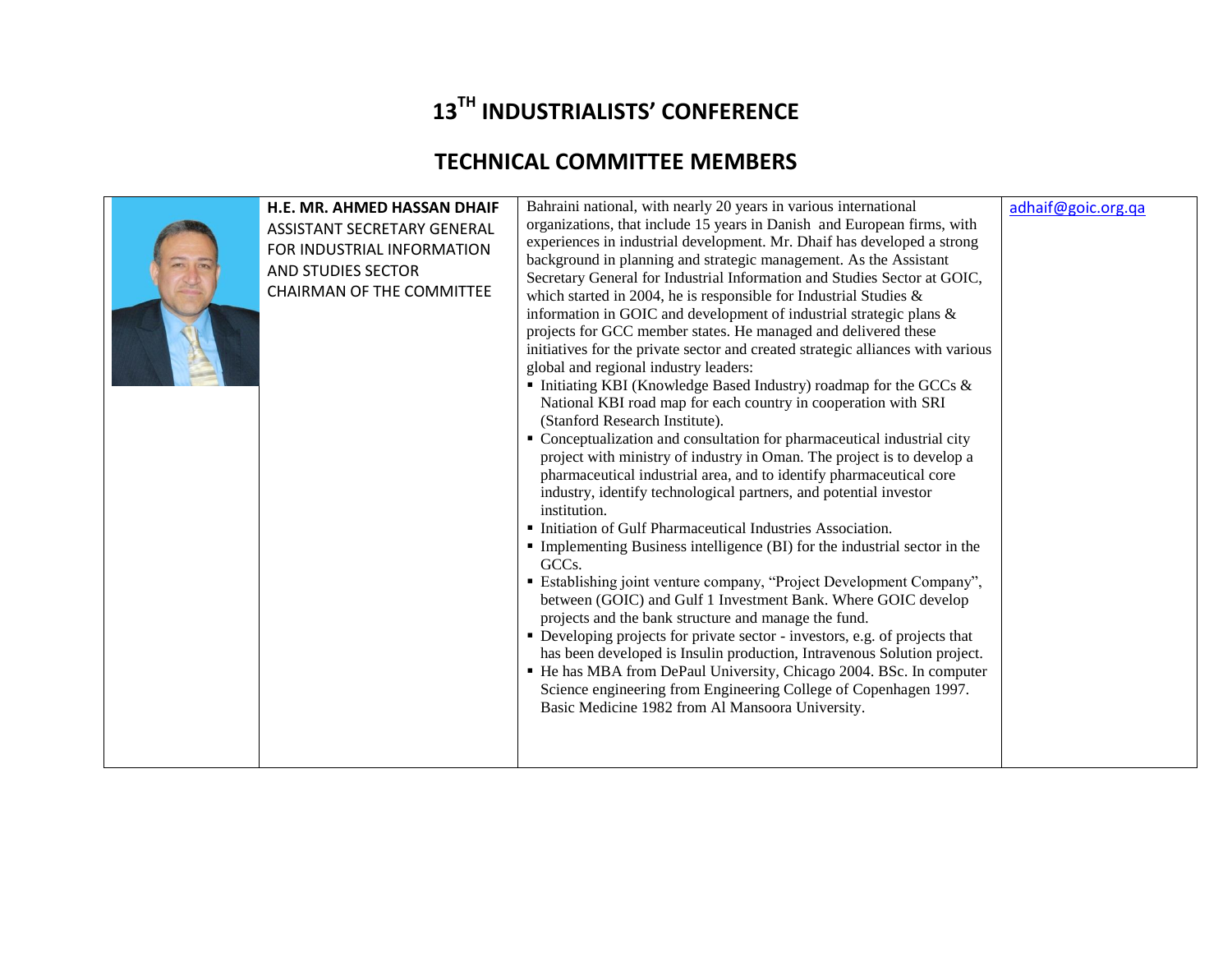# 13TH INDUSTRIALISTS' CONFERENCE

## TECHNICAL COMMITTEE MEMBERS

| | | | |
|---|---|---|---|
| | **H.E. MR. AHMED HASSAN DHAIF** ASSISTANT SECRETARY GENERAL FOR INDUSTRIAL INFORMATION AND STUDIES SECTOR CHAIRMAN OF THE COMMITTEE | Bahraini national, with nearly 20 years in various international organizations, that include 15 years in Danish and European firms, with experiences in industrial development. Mr. Dhaif has developed a strong background in planning and strategic management. As the Assistant Secretary General for Industrial Information and Studies Sector at GOIC, which started in 2004, he is responsible for Industrial Studies & information in GOIC and development of industrial strategic plans & projects for GCC member states. He managed and delivered these initiatives for the private sector and created strategic alliances with various global and regional industry leaders:<br>▪ Initiating KBI (Knowledge Based Industry) roadmap for the GCCs & National KBI road map for each country in cooperation with SRI (Stanford Research Institute).<br>▪ Conceptualization and consultation for pharmaceutical industrial city project with ministry of industry in Oman. The project is to develop a pharmaceutical industrial area, and to identify pharmaceutical core industry, identify technological partners, and potential investor institution.<br>▪ Initiation of Gulf Pharmaceutical Industries Association.<br>▪ Implementing Business intelligence (BI) for the industrial sector in the GCCs.<br>▪ Establishing joint venture company, "Project Development Company", between (GOIC) and Gulf 1 Investment Bank. Where GOIC develop projects and the bank structure and manage the fund.<br>▪ Developing projects for private sector - investors, e.g. of projects that has been developed is Insulin production, Intravenous Solution project.<br>▪ He has MBA from DePaul University, Chicago 2004. BSc. In computer Science engineering from Engineering College of Copenhagen 1997. Basic Medicine 1982 from Al Mansoora University. | adhaif@goic.org.qa |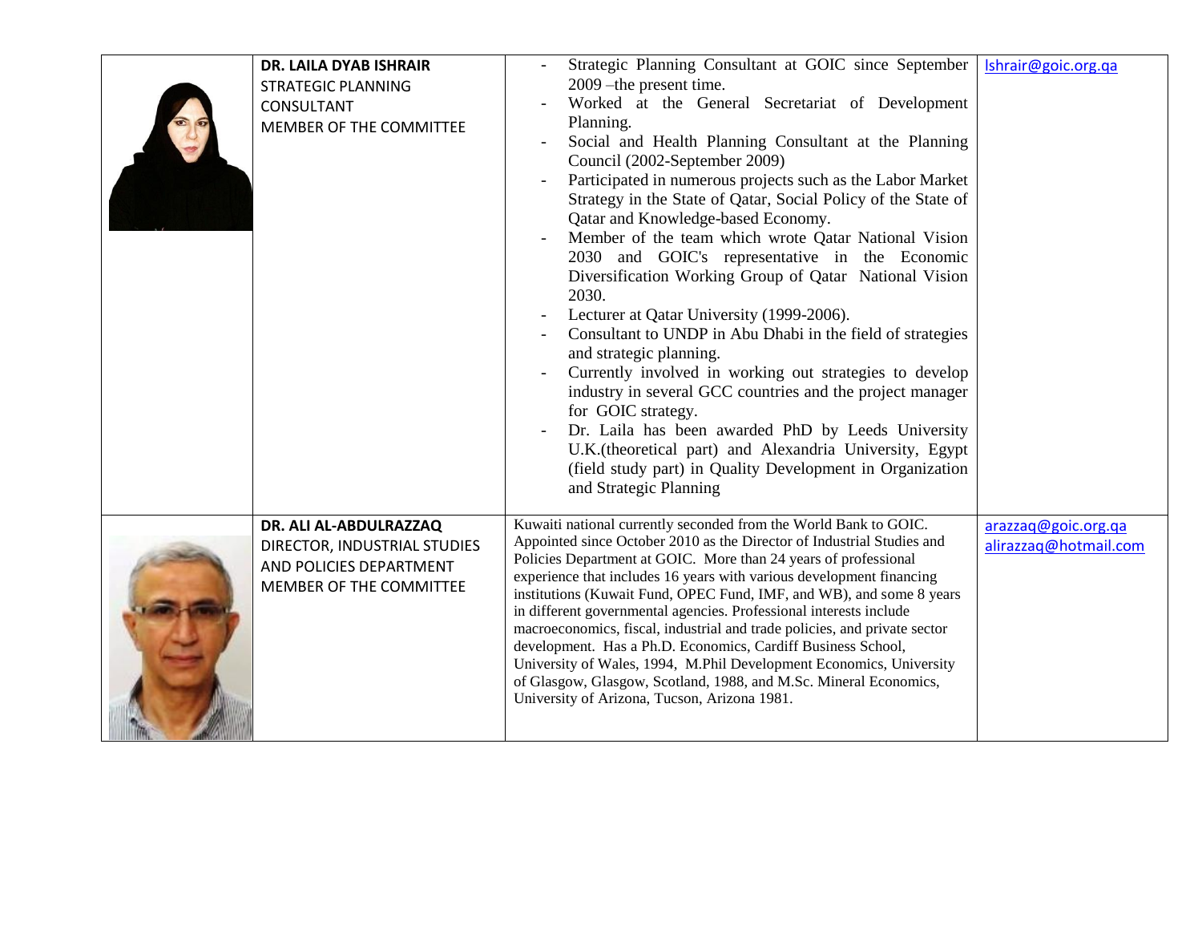| | | | |
|---|---|---|---|
| | **DR. LAILA DYAB ISHRAIR**<br>STRATEGIC PLANNING CONSULTANT<br>MEMBER OF THE COMMITTEE | - Strategic Planning Consultant at GOIC since September 2009 –the present time.<br>- Worked at the General Secretariat of Development Planning.<br>- Social and Health Planning Consultant at the Planning Council (2002-September 2009)<br>- Participated in numerous projects such as the Labor Market Strategy in the State of Qatar, Social Policy of the State of Qatar and Knowledge-based Economy.<br>- Member of the team which wrote Qatar National Vision 2030 and GOIC's representative in the Economic Diversification Working Group of Qatar National Vision 2030.<br>- Lecturer at Qatar University (1999-2006).<br>- Consultant to UNDP in Abu Dhabi in the field of strategies and strategic planning.<br>- Currently involved in working out strategies to develop industry in several GCC countries and the project manager for GOIC strategy.<br>- Dr. Laila has been awarded PhD by Leeds University U.K.(theoretical part) and Alexandria University, Egypt (field study part) in Quality Development in Organization and Strategic Planning | lshrair@goic.org.qa |
| | **DR. ALI AL-ABDULRAZZAQ**<br>DIRECTOR, INDUSTRIAL STUDIES AND POLICIES DEPARTMENT<br>MEMBER OF THE COMMITTEE | Kuwaiti national currently seconded from the World Bank to GOIC. Appointed since October 2010 as the Director of Industrial Studies and Policies Department at GOIC. More than 24 years of professional experience that includes 16 years with various development financing institutions (Kuwait Fund, OPEC Fund, IMF, and WB), and some 8 years in different governmental agencies. Professional interests include macroeconomics, fiscal, industrial and trade policies, and private sector development. Has a Ph.D. Economics, Cardiff Business School, University of Wales, 1994, M.Phil Development Economics, University of Glasgow, Glasgow, Scotland, 1988, and M.Sc. Mineral Economics, University of Arizona, Tucson, Arizona 1981. | arazzaq@goic.org.qa<br>alirazzaq@hotmail.com |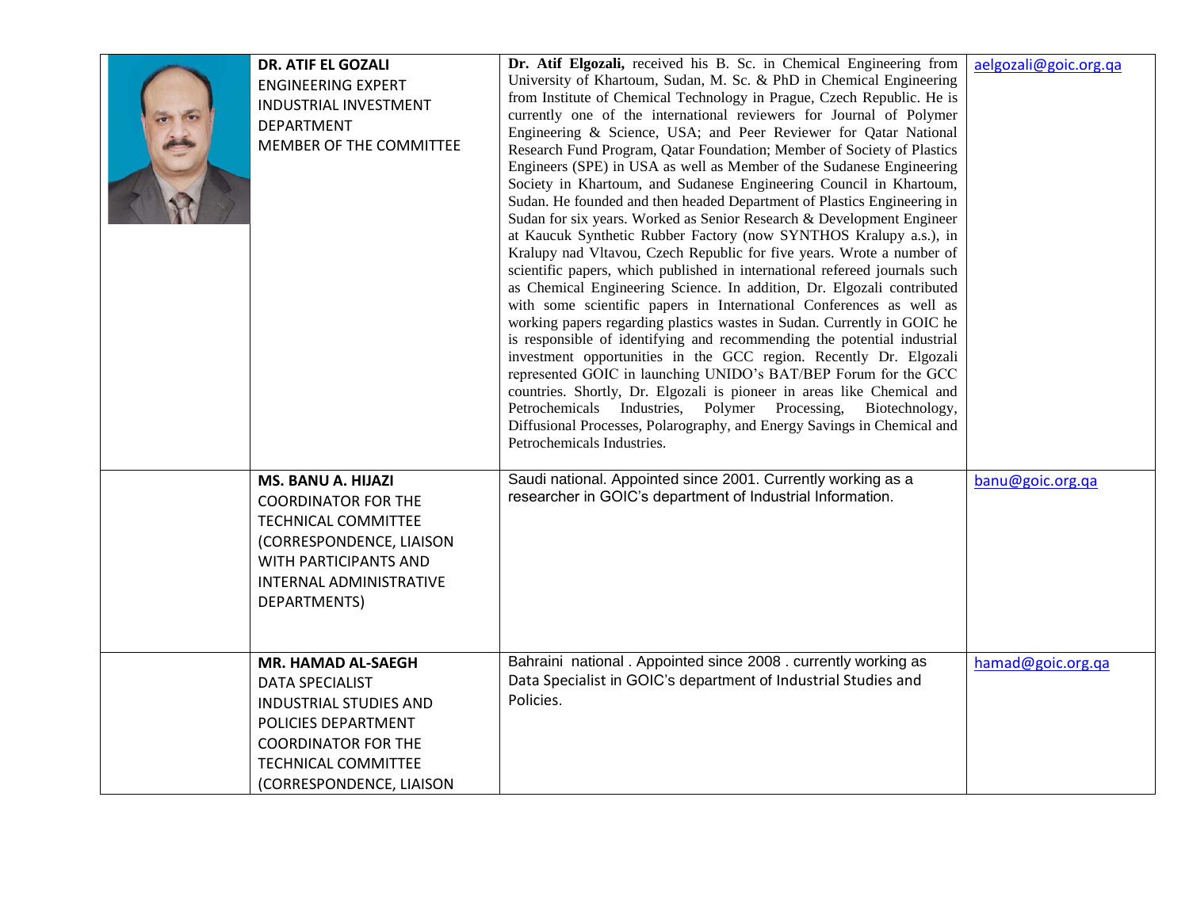| | | | |
|---|---|---|---|
| | **DR. ATIF EL GOZALI**<br>ENGINEERING EXPERT<br>INDUSTRIAL INVESTMENT DEPARTMENT<br>MEMBER OF THE COMMITTEE | **Dr. Atif Elgozali,** received his B. Sc. in Chemical Engineering from University of Khartoum, Sudan, M. Sc. & PhD in Chemical Engineering from Institute of Chemical Technology in Prague, Czech Republic. He is currently one of the international reviewers for Journal of Polymer Engineering & Science, USA; and Peer Reviewer for Qatar National Research Fund Program, Qatar Foundation; Member of Society of Plastics Engineers (SPE) in USA as well as Member of the Sudanese Engineering Society in Khartoum, and Sudanese Engineering Council in Khartoum, Sudan. He founded and then headed Department of Plastics Engineering in Sudan for six years. Worked as Senior Research & Development Engineer at Kaucuk Synthetic Rubber Factory (now SYNTHOS Kralupy a.s.), in Kralupy nad Vltavou, Czech Republic for five years. Wrote a number of scientific papers, which published in international refereed journals such as Chemical Engineering Science. In addition, Dr. Elgozali contributed with some scientific papers in International Conferences as well as working papers regarding plastics wastes in Sudan. Currently in GOIC he is responsible of identifying and recommending the potential industrial investment opportunities in the GCC region. Recently Dr. Elgozali represented GOIC in launching UNIDO's BAT/BEP Forum for the GCC countries. Shortly, Dr. Elgozali is pioneer in areas like Chemical and Petrochemicals Industries, Polymer Processing, Biotechnology, Diffusional Processes, Polarography, and Energy Savings in Chemical and Petrochemicals Industries. | aelgozali@goic.org.qa |
| | **MS. BANU A. HIJAZI**<br>COORDINATOR FOR THE TECHNICAL COMMITTEE (CORRESPONDENCE, LIAISON WITH PARTICIPANTS AND INTERNAL ADMINISTRATIVE DEPARTMENTS) | Saudi national. Appointed since 2001. Currently working as a researcher in GOIC's department of Industrial Information. | banu@goic.org.qa |
| | **MR. HAMAD AL-SAEGH**<br>DATA SPECIALIST<br>INDUSTRIAL STUDIES AND POLICIES DEPARTMENT<br>COORDINATOR FOR THE TECHNICAL COMMITTEE (CORRESPONDENCE, LIAISON | Bahraini national . Appointed since 2008 . currently working as Data Specialist in GOIC's department of Industrial Studies and Policies. | hamad@goic.org.qa |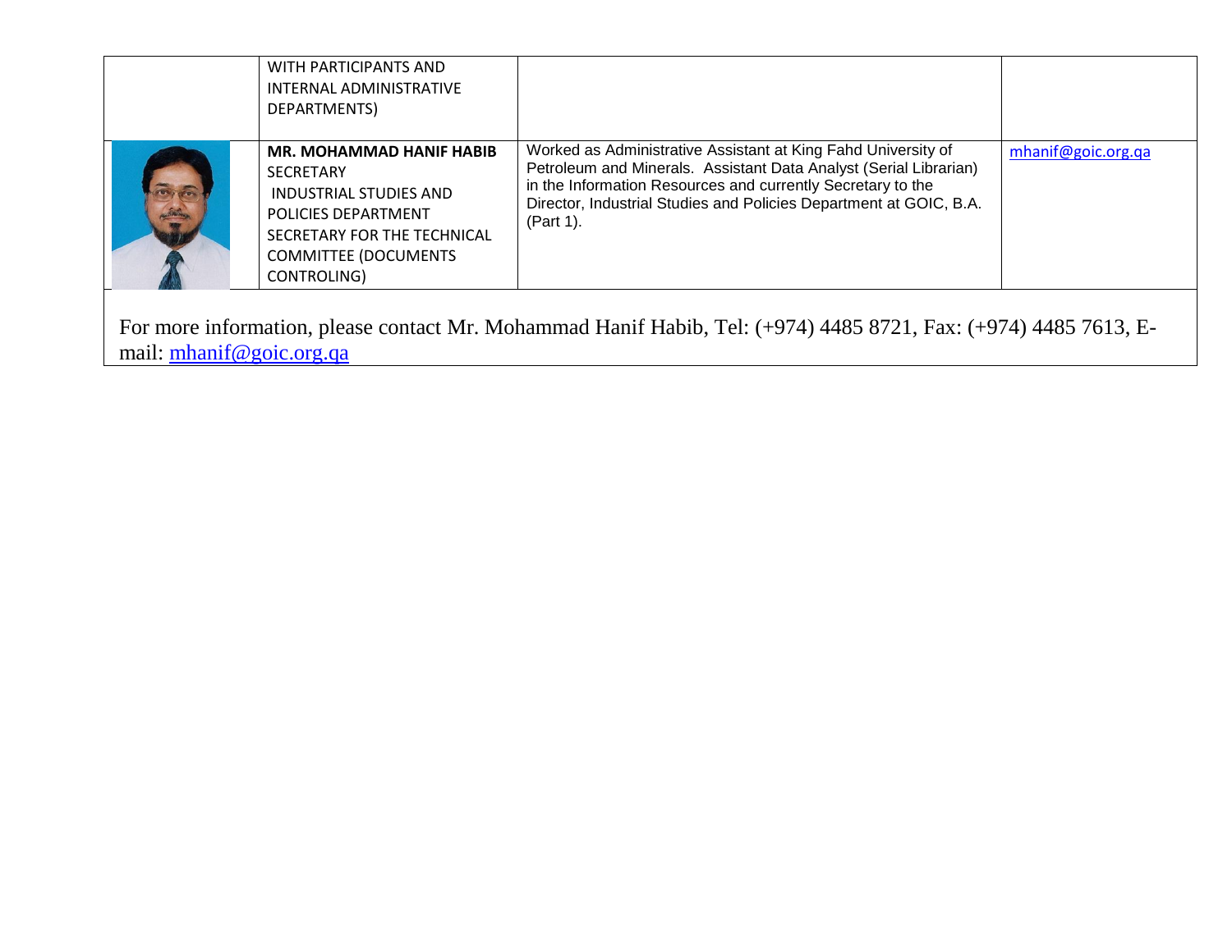| | | | |
|---|---|---|---|
| | WITH PARTICIPANTS AND INTERNAL ADMINISTRATIVE DEPARTMENTS) | | |
| | **MR. MOHAMMAD HANIF HABIB** SECRETARY INDUSTRIAL STUDIES AND POLICIES DEPARTMENT SECRETARY FOR THE TECHNICAL COMMITTEE (DOCUMENTS CONTROLING) | Worked as Administrative Assistant at King Fahd University of Petroleum and Minerals. Assistant Data Analyst (Serial Librarian) in the Information Resources and currently Secretary to the Director, Industrial Studies and Policies Department at GOIC, B.A. (Part 1). | mhanif@goic.org.qa |

For more information, please contact Mr. Mohammad Hanif Habib, Tel: (+974) 4485 8721, Fax: (+974) 4485 7613, E-mail: mhanif@goic.org.qa